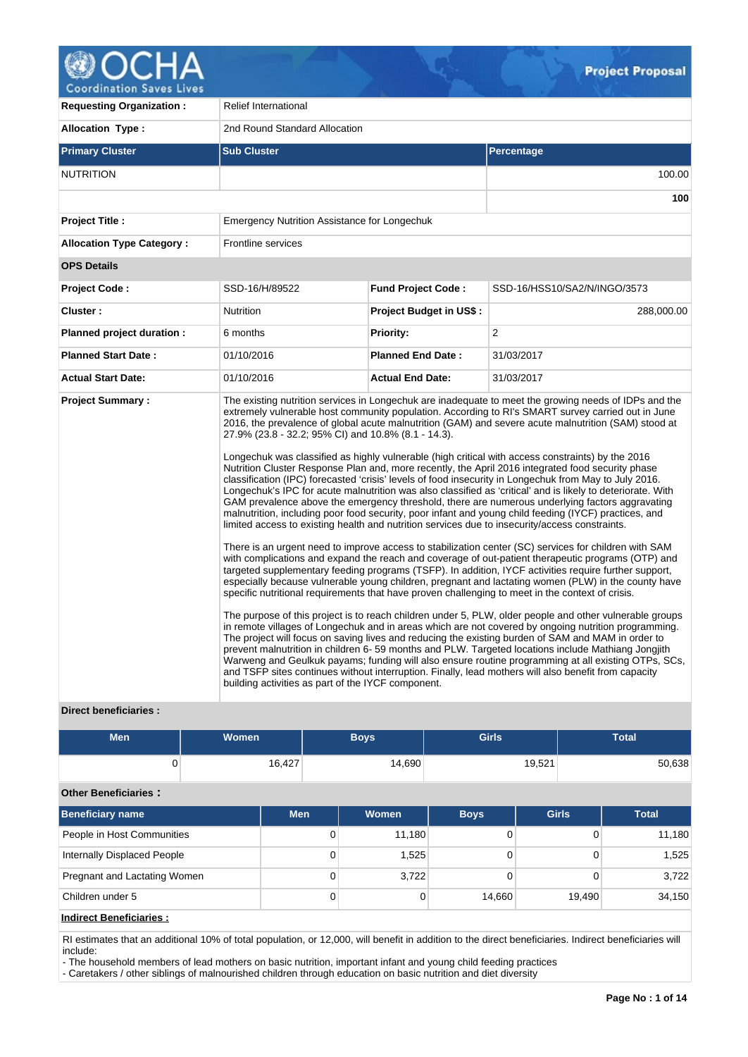# Project Proposal

| | |
|---|---|
| **Requesting Organization :** | Relief International |
| **Allocation Type :** | 2nd Round Standard Allocation |

| Primary Cluster | Sub Cluster | Percentage |
|---|---|---|
| NUTRITION | | 100.00 |
| | | **100** |

| | |
|---|---|
| **Project Title :** | Emergency Nutrition Assistance for Longechuk |
| **Allocation Type Category :** | Frontline services |

**OPS Details**

| | | | |
|---|---|---|---|
| **Project Code :** | SSD-16/H/89522 | **Fund Project Code :** | SSD-16/HSS10/SA2/N/INGO/3573 |
| **Cluster :** | Nutrition | **Project Budget in US$ :** | 288,000.00 |
| **Planned project duration :** | 6 months | **Priority:** | 2 |
| **Planned Start Date :** | 01/10/2016 | **Planned End Date :** | 31/03/2017 |
| **Actual Start Date:** | 01/10/2016 | **Actual End Date:** | 31/03/2017 |

**Project Summary :**

The existing nutrition services in Longechuk are inadequate to meet the growing needs of IDPs and the extremely vulnerable host community population. According to RI's SMART survey carried out in June 2016, the prevalence of global acute malnutrition (GAM) and severe acute malnutrition (SAM) stood at 27.9% (23.8 - 32.2; 95% CI) and 10.8% (8.1 - 14.3).

Longechuk was classified as highly vulnerable (high critical with access constraints) by the 2016 Nutrition Cluster Response Plan and, more recently, the April 2016 integrated food security phase classification (IPC) forecasted 'crisis' levels of food insecurity in Longechuk from May to July 2016. Longechuk's IPC for acute malnutrition was also classified as 'critical' and is likely to deteriorate. With GAM prevalence above the emergency threshold, there are numerous underlying factors aggravating malnutrition, including poor food security, poor infant and young child feeding (IYCF) practices, and limited access to existing health and nutrition services due to insecurity/access constraints.

There is an urgent need to improve access to stabilization center (SC) services for children with SAM with complications and expand the reach and coverage of out-patient therapeutic programs (OTP) and targeted supplementary feeding programs (TSFP). In addition, IYCF activities require further support, especially because vulnerable young children, pregnant and lactating women (PLW) in the county have specific nutritional requirements that have proven challenging to meet in the context of crisis.

The purpose of this project is to reach children under 5, PLW, older people and other vulnerable groups in remote villages of Longechuk and in areas which are not covered by ongoing nutrition programming. The project will focus on saving lives and reducing the existing burden of SAM and MAM in order to prevent malnutrition in children 6- 59 months and PLW. Targeted locations include Mathiang Jongjith Warweng and Geulkuk payams; funding will also ensure routine programming at all existing OTPs, SCs, and TSFP sites continues without interruption. Finally, lead mothers will also benefit from capacity building activities as part of the IYCF component.

**Direct beneficiaries :**

| Men | Women | Boys | Girls | Total |
|---|---|---|---|---|
| 0 | 16,427 | 14,690 | 19,521 | 50,638 |

**Other Beneficiaries :**

| Beneficiary name | Men | Women | Boys | Girls | Total |
|---|---|---|---|---|---|
| People in Host Communities | 0 | 11,180 | 0 | 0 | 11,180 |
| Internally Displaced People | 0 | 1,525 | 0 | 0 | 1,525 |
| Pregnant and Lactating Women | 0 | 3,722 | 0 | 0 | 3,722 |
| Children under 5 | 0 | 0 | 14,660 | 19,490 | 34,150 |

**Indirect Beneficiaries :**

RI estimates that an additional 10% of total population, or 12,000, will benefit in addition to the direct beneficiaries. Indirect beneficiaries will include:
- The household members of lead mothers on basic nutrition, important infant and young child feeding practices
- Caretakers / other siblings of malnourished children through education on basic nutrition and diet diversity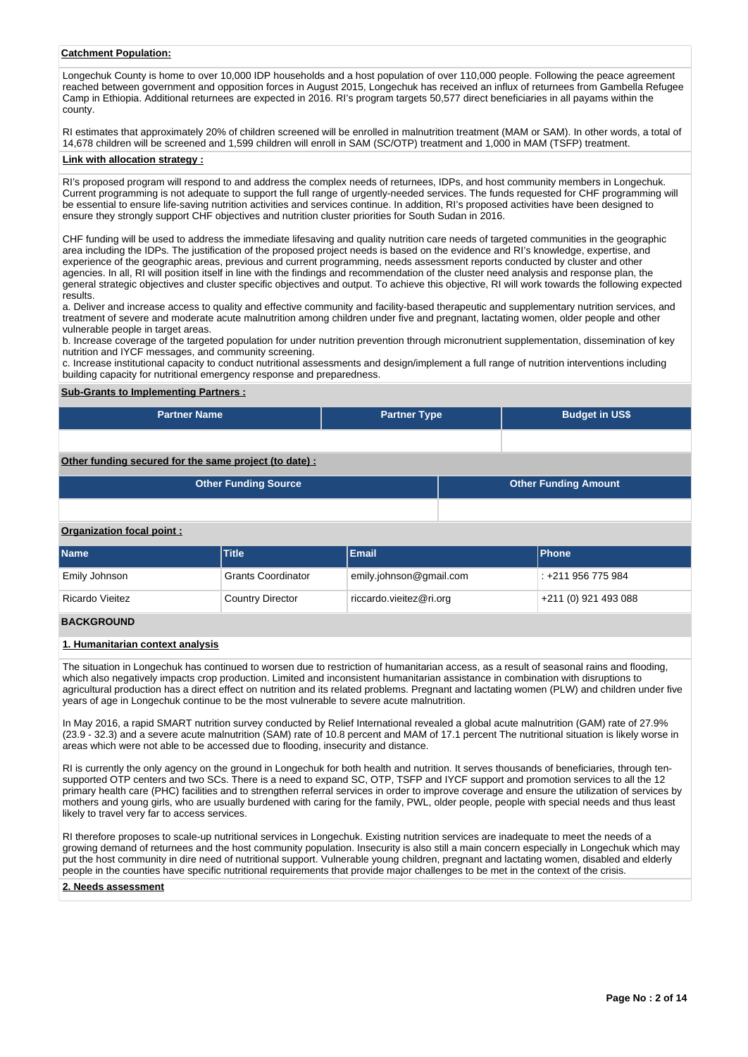**Catchment Population:**

Longechuk County is home to over 10,000 IDP households and a host population of over 110,000 people. Following the peace agreement reached between government and opposition forces in August 2015, Longechuk has received an influx of returnees from Gambella Refugee Camp in Ethiopia. Additional returnees are expected in 2016. RI's program targets 50,577 direct beneficiaries in all payams within the county.

RI estimates that approximately 20% of children screened will be enrolled in malnutrition treatment (MAM or SAM). In other words, a total of 14,678 children will be screened and 1,599 children will enroll in SAM (SC/OTP) treatment and 1,000 in MAM (TSFP) treatment.

**Link with allocation strategy :**

RI's proposed program will respond to and address the complex needs of returnees, IDPs, and host community members in Longechuk. Current programming is not adequate to support the full range of urgently-needed services. The funds requested for CHF programming will be essential to ensure life-saving nutrition activities and services continue. In addition, RI's proposed activities have been designed to ensure they strongly support CHF objectives and nutrition cluster priorities for South Sudan in 2016.

CHF funding will be used to address the immediate lifesaving and quality nutrition care needs of targeted communities in the geographic area including the IDPs. The justification of the proposed project needs is based on the evidence and RI's knowledge, expertise, and experience of the geographic areas, previous and current programming, needs assessment reports conducted by cluster and other agencies. In all, RI will position itself in line with the findings and recommendation of the cluster need analysis and response plan, the general strategic objectives and cluster specific objectives and output. To achieve this objective, RI will work towards the following expected results.
a. Deliver and increase access to quality and effective community and facility-based therapeutic and supplementary nutrition services, and treatment of severe and moderate acute malnutrition among children under five and pregnant, lactating women, older people and other vulnerable people in target areas.
b. Increase coverage of the targeted population for under nutrition prevention through micronutrient supplementation, dissemination of key nutrition and IYCF messages, and community screening.
c. Increase institutional capacity to conduct nutritional assessments and design/implement a full range of nutrition interventions including building capacity for nutritional emergency response and preparedness.

**Sub-Grants to Implementing Partners :**

| Partner Name | Partner Type | Budget in US$ |
|---|---|---|
| | | |

**Other funding secured for the same project (to date) :**

| Other Funding Source | Other Funding Amount |
|---|---|
| | |

**Organization focal point :**

| Name | Title | Email | Phone |
|---|---|---|---|
| Emily Johnson | Grants Coordinator | emily.johnson@gmail.com | : +211 956 775 984 |
| Ricardo Vieitez | Country Director | riccardo.vieitez@ri.org | +211 (0) 921 493 088 |

## BACKGROUND

**1. Humanitarian context analysis**

The situation in Longechuk has continued to worsen due to restriction of humanitarian access, as a result of seasonal rains and flooding, which also negatively impacts crop production. Limited and inconsistent humanitarian assistance in combination with disruptions to agricultural production has a direct effect on nutrition and its related problems. Pregnant and lactating women (PLW) and children under five years of age in Longechuk continue to be the most vulnerable to severe acute malnutrition.

In May 2016, a rapid SMART nutrition survey conducted by Relief International revealed a global acute malnutrition (GAM) rate of 27.9% (23.9 - 32.3) and a severe acute malnutrition (SAM) rate of 10.8 percent and MAM of 17.1 percent The nutritional situation is likely worse in areas which were not able to be accessed due to flooding, insecurity and distance.

RI is currently the only agency on the ground in Longechuk for both health and nutrition. It serves thousands of beneficiaries, through ten-supported OTP centers and two SCs. There is a need to expand SC, OTP, TSFP and IYCF support and promotion services to all the 12 primary health care (PHC) facilities and to strengthen referral services in order to improve coverage and ensure the utilization of services by mothers and young girls, who are usually burdened with caring for the family, PWL, older people, people with special needs and thus least likely to travel very far to access services.

RI therefore proposes to scale-up nutritional services in Longechuk. Existing nutrition services are inadequate to meet the needs of a growing demand of returnees and the host community population. Insecurity is also still a main concern especially in Longechuk which may put the host community in dire need of nutritional support. Vulnerable young children, pregnant and lactating women, disabled and elderly people in the counties have specific nutritional requirements that provide major challenges to be met in the context of the crisis.

**2. Needs assessment**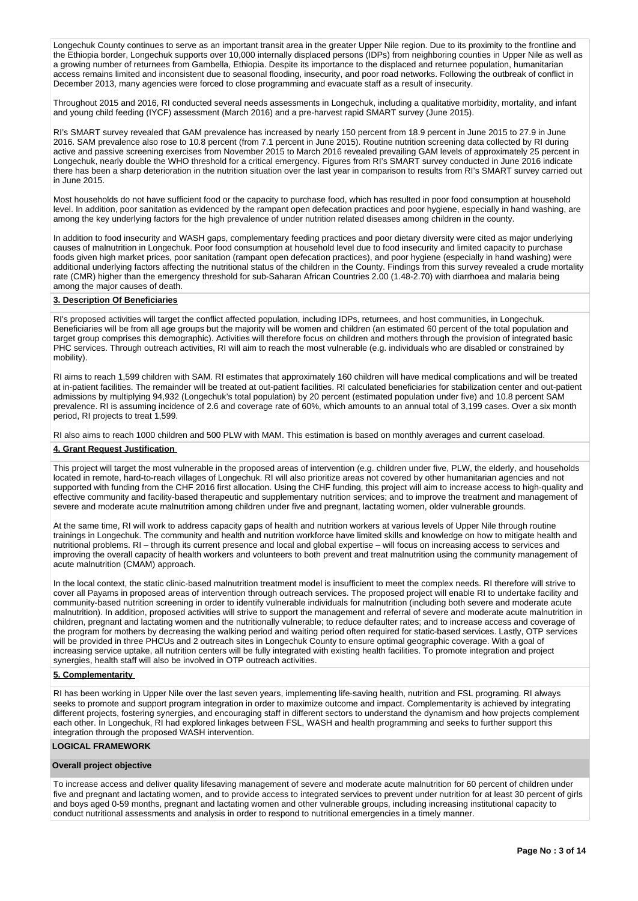Longechuk County continues to serve as an important transit area in the greater Upper Nile region. Due to its proximity to the frontline and the Ethiopia border, Longechuk supports over 10,000 internally displaced persons (IDPs) from neighboring counties in Upper Nile as well as a growing number of returnees from Gambella, Ethiopia. Despite its importance to the displaced and returnee population, humanitarian access remains limited and inconsistent due to seasonal flooding, insecurity, and poor road networks. Following the outbreak of conflict in December 2013, many agencies were forced to close programming and evacuate staff as a result of insecurity.

Throughout 2015 and 2016, RI conducted several needs assessments in Longechuk, including a qualitative morbidity, mortality, and infant and young child feeding (IYCF) assessment (March 2016) and a pre-harvest rapid SMART survey (June 2015).

RI's SMART survey revealed that GAM prevalence has increased by nearly 150 percent from 18.9 percent in June 2015 to 27.9 in June 2016. SAM prevalence also rose to 10.8 percent (from 7.1 percent in June 2015). Routine nutrition screening data collected by RI during active and passive screening exercises from November 2015 to March 2016 revealed prevailing GAM levels of approximately 25 percent in Longechuk, nearly double the WHO threshold for a critical emergency. Figures from RI's SMART survey conducted in June 2016 indicate there has been a sharp deterioration in the nutrition situation over the last year in comparison to results from RI's SMART survey carried out in June 2015.

Most households do not have sufficient food or the capacity to purchase food, which has resulted in poor food consumption at household level. In addition, poor sanitation as evidenced by the rampant open defecation practices and poor hygiene, especially in hand washing, are among the key underlying factors for the high prevalence of under nutrition related diseases among children in the county.

In addition to food insecurity and WASH gaps, complementary feeding practices and poor dietary diversity were cited as major underlying causes of malnutrition in Longechuk. Poor food consumption at household level due to food insecurity and limited capacity to purchase foods given high market prices, poor sanitation (rampant open defecation practices), and poor hygiene (especially in hand washing) were additional underlying factors affecting the nutritional status of the children in the County. Findings from this survey revealed a crude mortality rate (CMR) higher than the emergency threshold for sub-Saharan African Countries 2.00 (1.48-2.70) with diarrhoea and malaria being among the major causes of death.

**3. Description Of Beneficiaries**

RI's proposed activities will target the conflict affected population, including IDPs, returnees, and host communities, in Longechuk. Beneficiaries will be from all age groups but the majority will be women and children (an estimated 60 percent of the total population and target group comprises this demographic). Activities will therefore focus on children and mothers through the provision of integrated basic PHC services. Through outreach activities, RI will aim to reach the most vulnerable (e.g. individuals who are disabled or constrained by mobility).

RI aims to reach 1,599 children with SAM. RI estimates that approximately 160 children will have medical complications and will be treated at in-patient facilities. The remainder will be treated at out-patient facilities. RI calculated beneficiaries for stabilization center and out-patient admissions by multiplying 94,932 (Longechuk's total population) by 20 percent (estimated population under five) and 10.8 percent SAM prevalence. RI is assuming incidence of 2.6 and coverage rate of 60%, which amounts to an annual total of 3,199 cases. Over a six month period, RI projects to treat 1,599.

RI also aims to reach 1000 children and 500 PLW with MAM. This estimation is based on monthly averages and current caseload.

**4. Grant Request Justification**

This project will target the most vulnerable in the proposed areas of intervention (e.g. children under five, PLW, the elderly, and households located in remote, hard-to-reach villages of Longechuk. RI will also prioritize areas not covered by other humanitarian agencies and not supported with funding from the CHF 2016 first allocation. Using the CHF funding, this project will aim to increase access to high-quality and effective community and facility-based therapeutic and supplementary nutrition services; and to improve the treatment and management of severe and moderate acute malnutrition among children under five and pregnant, lactating women, older vulnerable grounds.

At the same time, RI will work to address capacity gaps of health and nutrition workers at various levels of Upper Nile through routine trainings in Longechuk. The community and health and nutrition workforce have limited skills and knowledge on how to mitigate health and nutritional problems. RI – through its current presence and local and global expertise – will focus on increasing access to services and improving the overall capacity of health workers and volunteers to both prevent and treat malnutrition using the community management of acute malnutrition (CMAM) approach.

In the local context, the static clinic-based malnutrition treatment model is insufficient to meet the complex needs. RI therefore will strive to cover all Payams in proposed areas of intervention through outreach services. The proposed project will enable RI to undertake facility and community-based nutrition screening in order to identify vulnerable individuals for malnutrition (including both severe and moderate acute malnutrition). In addition, proposed activities will strive to support the management and referral of severe and moderate acute malnutrition in children, pregnant and lactating women and the nutritionally vulnerable; to reduce defaulter rates; and to increase access and coverage of the program for mothers by decreasing the walking period and waiting period often required for static-based services. Lastly, OTP services will be provided in three PHCUs and 2 outreach sites in Longechuk County to ensure optimal geographic coverage. With a goal of increasing service uptake, all nutrition centers will be fully integrated with existing health facilities. To promote integration and project synergies, health staff will also be involved in OTP outreach activities.

**5. Complementarity**

RI has been working in Upper Nile over the last seven years, implementing life-saving health, nutrition and FSL programing. RI always seeks to promote and support program integration in order to maximize outcome and impact. Complementarity is achieved by integrating different projects, fostering synergies, and encouraging staff in different sectors to understand the dynamism and how projects complement each other. In Longechuk, RI had explored linkages between FSL, WASH and health programming and seeks to further support this integration through the proposed WASH intervention.

## LOGICAL FRAMEWORK

### Overall project objective

To increase access and deliver quality lifesaving management of severe and moderate acute malnutrition for 60 percent of children under five and pregnant and lactating women, and to provide access to integrated services to prevent under nutrition for at least 30 percent of girls and boys aged 0-59 months, pregnant and lactating women and other vulnerable groups, including increasing institutional capacity to conduct nutritional assessments and analysis in order to respond to nutritional emergencies in a timely manner.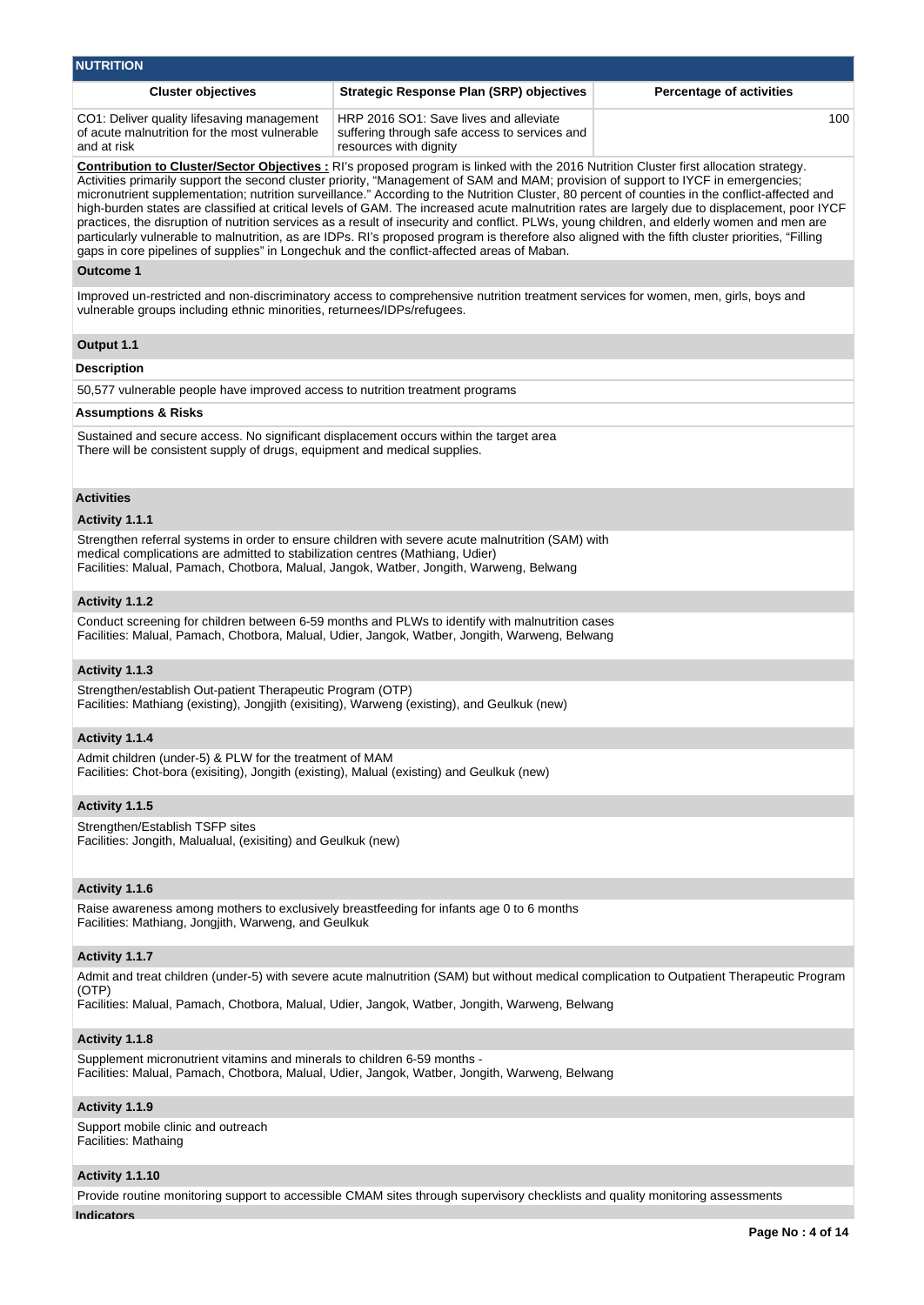## NUTRITION

| Cluster objectives | Strategic Response Plan (SRP) objectives | Percentage of activities |
|---|---|---|
| CO1: Deliver quality lifesaving management of acute malnutrition for the most vulnerable and at risk | HRP 2016 SO1: Save lives and alleviate suffering through safe access to services and resources with dignity | 100 |

**Contribution to Cluster/Sector Objectives :** RI's proposed program is linked with the 2016 Nutrition Cluster first allocation strategy. Activities primarily support the second cluster priority, "Management of SAM and MAM; provision of support to IYCF in emergencies; micronutrient supplementation; nutrition surveillance." According to the Nutrition Cluster, 80 percent of counties in the conflict-affected and high-burden states are classified at critical levels of GAM. The increased acute malnutrition rates are largely due to displacement, poor IYCF practices, the disruption of nutrition services as a result of insecurity and conflict. PLWs, young children, and elderly women and men are particularly vulnerable to malnutrition, as are IDPs. RI's proposed program is therefore also aligned with the fifth cluster priorities, "Filling gaps in core pipelines of supplies" in Longechuk and the conflict-affected areas of Maban.

### Outcome 1

Improved un-restricted and non-discriminatory access to comprehensive nutrition treatment services for women, men, girls, boys and vulnerable groups including ethnic minorities, returnees/IDPs/refugees.

### Output 1.1

**Description**

50,577 vulnerable people have improved access to nutrition treatment programs

**Assumptions & Risks**

Sustained and secure access. No significant displacement occurs within the target area
There will be consistent supply of drugs, equipment and medical supplies.

### Activities

**Activity 1.1.1**

Strengthen referral systems in order to ensure children with severe acute malnutrition (SAM) with medical complications are admitted to stabilization centres (Mathiang, Udier)
Facilities: Malual, Pamach, Chotbora, Malual, Jangok, Watber, Jongith, Warweng, Belwang

**Activity 1.1.2**

Conduct screening for children between 6-59 months and PLWs to identify with malnutrition cases
Facilities: Malual, Pamach, Chotbora, Malual, Udier, Jangok, Watber, Jongith, Warweng, Belwang

**Activity 1.1.3**

Strengthen/establish Out-patient Therapeutic Program (OTP)
Facilities: Mathiang (existing), Jongjith (exisiting), Warweng (existing), and Geulkuk (new)

**Activity 1.1.4**

Admit children (under-5) & PLW for the treatment of MAM
Facilities: Chot-bora (exisiting), Jongith (existing), Malual (existing) and Geulkuk (new)

**Activity 1.1.5**

Strengthen/Establish TSFP sites
Facilities: Jongith, Malualual, (exisiting) and Geulkuk (new)

**Activity 1.1.6**

Raise awareness among mothers to exclusively breastfeeding for infants age 0 to 6 months
Facilities: Mathiang, Jongjith, Warweng, and Geulkuk

**Activity 1.1.7**

Admit and treat children (under-5) with severe acute malnutrition (SAM) but without medical complication to Outpatient Therapeutic Program (OTP)
Facilities: Malual, Pamach, Chotbora, Malual, Udier, Jangok, Watber, Jongith, Warweng, Belwang

**Activity 1.1.8**

Supplement micronutrient vitamins and minerals to children 6-59 months -
Facilities: Malual, Pamach, Chotbora, Malual, Udier, Jangok, Watber, Jongith, Warweng, Belwang

**Activity 1.1.9**

Support mobile clinic and outreach
Facilities: Mathaing

**Activity 1.1.10**

Provide routine monitoring support to accessible CMAM sites through supervisory checklists and quality monitoring assessments

**Indicators**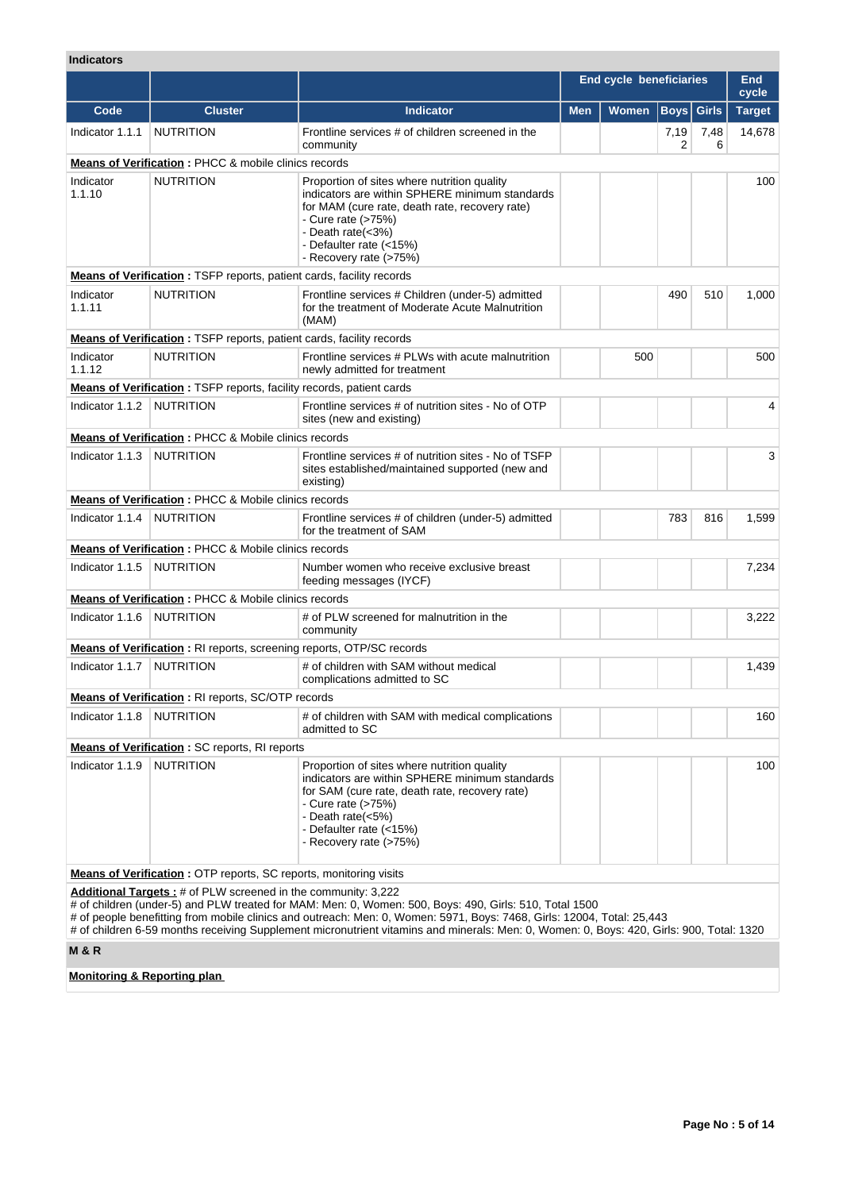### Indicators

| | | | End cycle beneficiaries | | | | End cycle |
|---|---|---|---|---|---|---|---|
| **Code** | **Cluster** | **Indicator** | **Men** | **Women** | **Boys** | **Girls** | **Target** |
| Indicator 1.1.1 | NUTRITION | Frontline services # of children screened in the community | | | 7,192 | 7,486 | 14,678 |
| **Means of Verification :** PHCC & mobile clinics records | | | | | | | |
| Indicator 1.1.10 | NUTRITION | Proportion of sites where nutrition quality indicators are within SPHERE minimum standards for MAM (cure rate, death rate, recovery rate)<br>- Cure rate (>75%)<br>- Death rate(<3%)<br>- Defaulter rate (<15%)<br>- Recovery rate (>75%) | | | | | 100 |
| **Means of Verification :** TSFP reports, patient cards, facility records | | | | | | | |
| Indicator 1.1.11 | NUTRITION | Frontline services # Children (under-5) admitted for the treatment of Moderate Acute Malnutrition (MAM) | | | 490 | 510 | 1,000 |
| **Means of Verification :** TSFP reports, patient cards, facility records | | | | | | | |
| Indicator 1.1.12 | NUTRITION | Frontline services # PLWs with acute malnutrition newly admitted for treatment | | 500 | | | 500 |
| **Means of Verification :** TSFP reports, facility records, patient cards | | | | | | | |
| Indicator 1.1.2 | NUTRITION | Frontline services # of nutrition sites - No of OTP sites (new and existing) | | | | | 4 |
| **Means of Verification :** PHCC & Mobile clinics records | | | | | | | |
| Indicator 1.1.3 | NUTRITION | Frontline services # of nutrition sites - No of TSFP sites established/maintained supported (new and existing) | | | | | 3 |
| **Means of Verification :** PHCC & Mobile clinics records | | | | | | | |
| Indicator 1.1.4 | NUTRITION | Frontline services # of children (under-5) admitted for the treatment of SAM | | | 783 | 816 | 1,599 |
| **Means of Verification :** PHCC & Mobile clinics records | | | | | | | |
| Indicator 1.1.5 | NUTRITION | Number women who receive exclusive breast feeding messages (IYCF) | | | | | 7,234 |
| **Means of Verification :** PHCC & Mobile clinics records | | | | | | | |
| Indicator 1.1.6 | NUTRITION | # of PLW screened for malnutrition in the community | | | | | 3,222 |
| **Means of Verification :** RI reports, screening reports, OTP/SC records | | | | | | | |
| Indicator 1.1.7 | NUTRITION | # of children with SAM without medical complications admitted to SC | | | | | 1,439 |
| **Means of Verification :** RI reports, SC/OTP records | | | | | | | |
| Indicator 1.1.8 | NUTRITION | # of children with SAM with medical complications admitted to SC | | | | | 160 |
| **Means of Verification :** SC reports, RI reports | | | | | | | |
| Indicator 1.1.9 | NUTRITION | Proportion of sites where nutrition quality indicators are within SPHERE minimum standards for SAM (cure rate, death rate, recovery rate)<br>- Cure rate (>75%)<br>- Death rate(<5%)<br>- Defaulter rate (<15%)<br>- Recovery rate (>75%) | | | | | 100 |
| **Means of Verification :** OTP reports, SC reports, monitoring visits | | | | | | | |

**Additional Targets :** # of PLW screened in the community: 3,222
# of children (under-5) and PLW treated for MAM: Men: 0, Women: 500, Boys: 490, Girls: 510, Total 1500
# of people benefitting from mobile clinics and outreach: Men: 0, Women: 5971, Boys: 7468, Girls: 12004, Total: 25,443
# of children 6-59 months receiving Supplement micronutrient vitamins and minerals: Men: 0, Women: 0, Boys: 420, Girls: 900, Total: 1320

### M & R

**Monitoring & Reporting plan**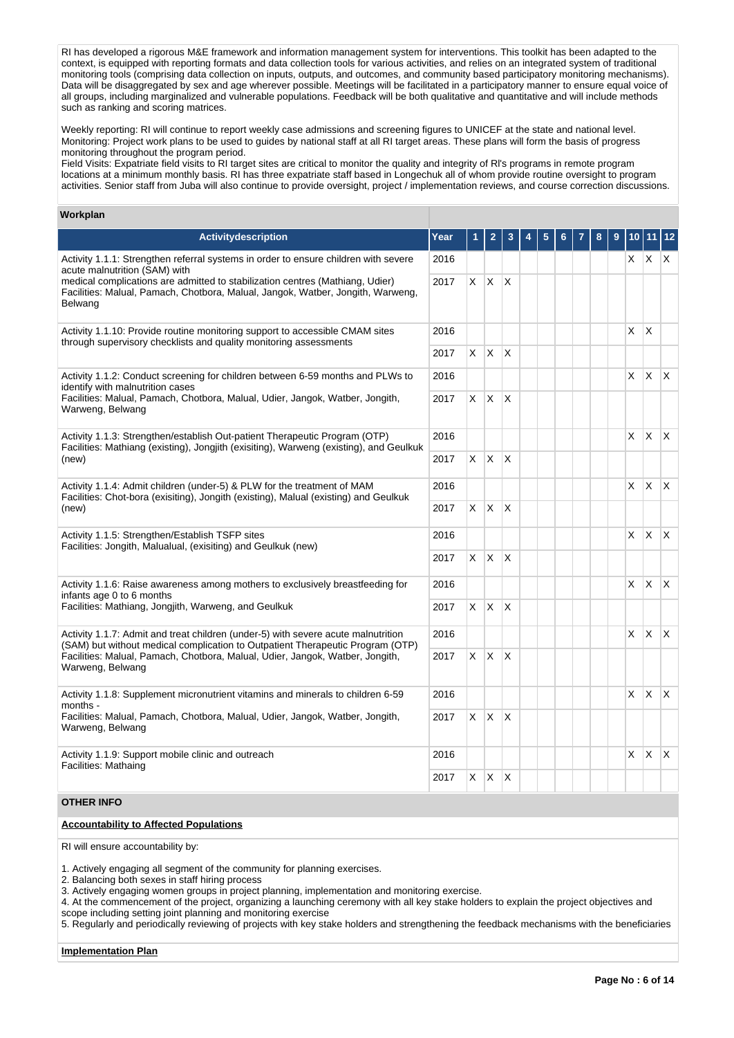RI has developed a rigorous M&E framework and information management system for interventions. This toolkit has been adapted to the context, is equipped with reporting formats and data collection tools for various activities, and relies on an integrated system of traditional monitoring tools (comprising data collection on inputs, outputs, and outcomes, and community based participatory monitoring mechanisms). Data will be disaggregated by sex and age wherever possible. Meetings will be facilitated in a participatory manner to ensure equal voice of all groups, including marginalized and vulnerable populations. Feedback will be both qualitative and quantitative and will include methods such as ranking and scoring matrices.

Weekly reporting: RI will continue to report weekly case admissions and screening figures to UNICEF at the state and national level.
Monitoring: Project work plans to be used to guides by national staff at all RI target areas. These plans will form the basis of progress monitoring throughout the program period.
Field Visits: Expatriate field visits to RI target sites are critical to monitor the quality and integrity of RI's programs in remote program locations at a minimum monthly basis. RI has three expatriate staff based in Longechuk all of whom provide routine oversight to program activities. Senior staff from Juba will also continue to provide oversight, project / implementation reviews, and course correction discussions.

**Workplan**

| Activitydescription | Year | 1 | 2 | 3 | 4 | 5 | 6 | 7 | 8 | 9 | 10 | 11 | 12 |
|---|---|---|---|---|---|---|---|---|---|---|---|---|---|
| Activity 1.1.1: Strengthen referral systems in order to ensure children with severe acute malnutrition (SAM) with medical complications are admitted to stabilization centres (Mathiang, Udier) Facilities: Malual, Pamach, Chotbora, Malual, Jangok, Watber, Jongith, Warweng, Belwang | 2016 | | | | | | | | | | X | X | X |
| | 2017 | X | X | X | | | | | | | | | |
| Activity 1.1.10: Provide routine monitoring support to accessible CMAM sites through supervisory checklists and quality monitoring assessments | 2016 | | | | | | | | | | X | X | |
| | 2017 | X | X | X | | | | | | | | | |
| Activity 1.1.2: Conduct screening for children between 6-59 months and PLWs to identify with malnutrition cases Facilities: Malual, Pamach, Chotbora, Malual, Udier, Jangok, Watber, Jongith, Warweng, Belwang | 2016 | | | | | | | | | | X | X | X |
| | 2017 | X | X | X | | | | | | | | | |
| Activity 1.1.3: Strengthen/establish Out-patient Therapeutic Program (OTP) Facilities: Mathiang (existing), Jongjith (exisiting), Warweng (existing), and Geulkuk (new) | 2016 | | | | | | | | | | X | X | X |
| | 2017 | X | X | X | | | | | | | | | |
| Activity 1.1.4: Admit children (under-5) & PLW for the treatment of MAM Facilities: Chot-bora (exisiting), Jongith (existing), Malual (existing) and Geulkuk (new) | 2016 | | | | | | | | | | X | X | X |
| | 2017 | X | X | X | | | | | | | | | |
| Activity 1.1.5: Strengthen/Establish TSFP sites Facilities: Jongith, Malualual, (exisiting) and Geulkuk (new) | 2016 | | | | | | | | | | X | X | X |
| | 2017 | X | X | X | | | | | | | | | |
| Activity 1.1.6: Raise awareness among mothers to exclusively breastfeeding for infants age 0 to 6 months Facilities: Mathiang, Jongjith, Warweng, and Geulkuk | 2016 | | | | | | | | | | X | X | X |
| | 2017 | X | X | X | | | | | | | | | |
| Activity 1.1.7: Admit and treat children (under-5) with severe acute malnutrition (SAM) but without medical complication to Outpatient Therapeutic Program (OTP) Facilities: Malual, Pamach, Chotbora, Malual, Udier, Jangok, Watber, Jongith, Warweng, Belwang | 2016 | | | | | | | | | | X | X | X |
| | 2017 | X | X | X | | | | | | | | | |
| Activity 1.1.8: Supplement micronutrient vitamins and minerals to children 6-59 months - Facilities: Malual, Pamach, Chotbora, Malual, Udier, Jangok, Watber, Jongith, Warweng, Belwang | 2016 | | | | | | | | | | X | X | X |
| | 2017 | X | X | X | | | | | | | | | |
| Activity 1.1.9: Support mobile clinic and outreach Facilities: Mathaing | 2016 | | | | | | | | | | X | X | X |
| | 2017 | X | X | X | | | | | | | | | |

**OTHER INFO**

**Accountability to Affected Populations**

RI will ensure accountability by:

1. Actively engaging all segment of the community for planning exercises.
2. Balancing both sexes in staff hiring process
3. Actively engaging women groups in project planning, implementation and monitoring exercise.
4. At the commencement of the project, organizing a launching ceremony with all key stake holders to explain the project objectives and scope including setting joint planning and monitoring exercise
5. Regularly and periodically reviewing of projects with key stake holders and strengthening the feedback mechanisms with the beneficiaries

**Implementation Plan**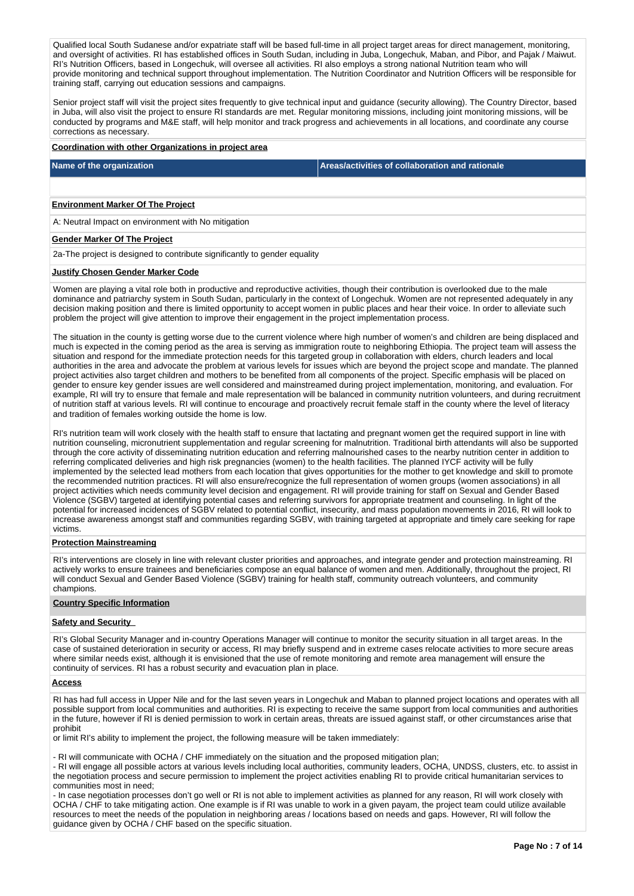Qualified local South Sudanese and/or expatriate staff will be based full-time in all project target areas for direct management, monitoring, and oversight of activities. RI has established offices in South Sudan, including in Juba, Longechuk, Maban, and Pibor, and Pajak / Maiwut. RI's Nutrition Officers, based in Longechuk, will oversee all activities. RI also employs a strong national Nutrition team who will provide monitoring and technical support throughout implementation. The Nutrition Coordinator and Nutrition Officers will be responsible for training staff, carrying out education sessions and campaigns.

Senior project staff will visit the project sites frequently to give technical input and guidance (security allowing). The Country Director, based in Juba, will also visit the project to ensure RI standards are met. Regular monitoring missions, including joint monitoring missions, will be conducted by programs and M&E staff, will help monitor and track progress and achievements in all locations, and coordinate any course corrections as necessary.

**Coordination with other Organizations in project area**

| Name of the organization | Areas/activities of collaboration and rationale |
| --- | --- |
| | |

**Environment Marker Of The Project**

A: Neutral Impact on environment with No mitigation

**Gender Marker Of The Project**

2a-The project is designed to contribute significantly to gender equality

**Justify Chosen Gender Marker Code**

Women are playing a vital role both in productive and reproductive activities, though their contribution is overlooked due to the male dominance and patriarchy system in South Sudan, particularly in the context of Longechuk. Women are not represented adequately in any decision making position and there is limited opportunity to accept women in public places and hear their voice. In order to alleviate such problem the project will give attention to improve their engagement in the project implementation process.

The situation in the county is getting worse due to the current violence where high number of women's and children are being displaced and much is expected in the coming period as the area is serving as immigration route to neighboring Ethiopia. The project team will assess the situation and respond for the immediate protection needs for this targeted group in collaboration with elders, church leaders and local authorities in the area and advocate the problem at various levels for issues which are beyond the project scope and mandate. The planned project activities also target children and mothers to be benefited from all components of the project. Specific emphasis will be placed on gender to ensure key gender issues are well considered and mainstreamed during project implementation, monitoring, and evaluation. For example, RI will try to ensure that female and male representation will be balanced in community nutrition volunteers, and during recruitment of nutrition staff at various levels. RI will continue to encourage and proactively recruit female staff in the county where the level of literacy and tradition of females working outside the home is low.

RI's nutrition team will work closely with the health staff to ensure that lactating and pregnant women get the required support in line with nutrition counseling, micronutrient supplementation and regular screening for malnutrition. Traditional birth attendants will also be supported through the core activity of disseminating nutrition education and referring malnourished cases to the nearby nutrition center in addition to referring complicated deliveries and high risk pregnancies (women) to the health facilities. The planned IYCF activity will be fully implemented by the selected lead mothers from each location that gives opportunities for the mother to get knowledge and skill to promote the recommended nutrition practices. RI will also ensure/recognize the full representation of women groups (women associations) in all project activities which needs community level decision and engagement. RI will provide training for staff on Sexual and Gender Based Violence (SGBV) targeted at identifying potential cases and referring survivors for appropriate treatment and counseling. In light of the potential for increased incidences of SGBV related to potential conflict, insecurity, and mass population movements in 2016, RI will look to increase awareness amongst staff and communities regarding SGBV, with training targeted at appropriate and timely care seeking for rape victims.

**Protection Mainstreaming**

RI's interventions are closely in line with relevant cluster priorities and approaches, and integrate gender and protection mainstreaming. RI actively works to ensure trainees and beneficiaries compose an equal balance of women and men. Additionally, throughout the project, RI will conduct Sexual and Gender Based Violence (SGBV) training for health staff, community outreach volunteers, and community champions.

**Country Specific Information**

**Safety and Security**

RI's Global Security Manager and in-country Operations Manager will continue to monitor the security situation in all target areas. In the case of sustained deterioration in security or access, RI may briefly suspend and in extreme cases relocate activities to more secure areas where similar needs exist, although it is envisioned that the use of remote monitoring and remote area management will ensure the continuity of services. RI has a robust security and evacuation plan in place.

**Access**

RI has had full access in Upper Nile and for the last seven years in Longechuk and Maban to planned project locations and operates with all possible support from local communities and authorities. RI is expecting to receive the same support from local communities and authorities in the future, however if RI is denied permission to work in certain areas, threats are issued against staff, or other circumstances arise that prohibit
or limit RI's ability to implement the project, the following measure will be taken immediately:

- RI will communicate with OCHA / CHF immediately on the situation and the proposed mitigation plan;
- RI will engage all possible actors at various levels including local authorities, community leaders, OCHA, UNDSS, clusters, etc. to assist in the negotiation process and secure permission to implement the project activities enabling RI to provide critical humanitarian services to communities most in need;
- In case negotiation processes don't go well or RI is not able to implement activities as planned for any reason, RI will work closely with OCHA / CHF to take mitigating action. One example is if RI was unable to work in a given payam, the project team could utilize available resources to meet the needs of the population in neighboring areas / locations based on needs and gaps. However, RI will follow the guidance given by OCHA / CHF based on the specific situation.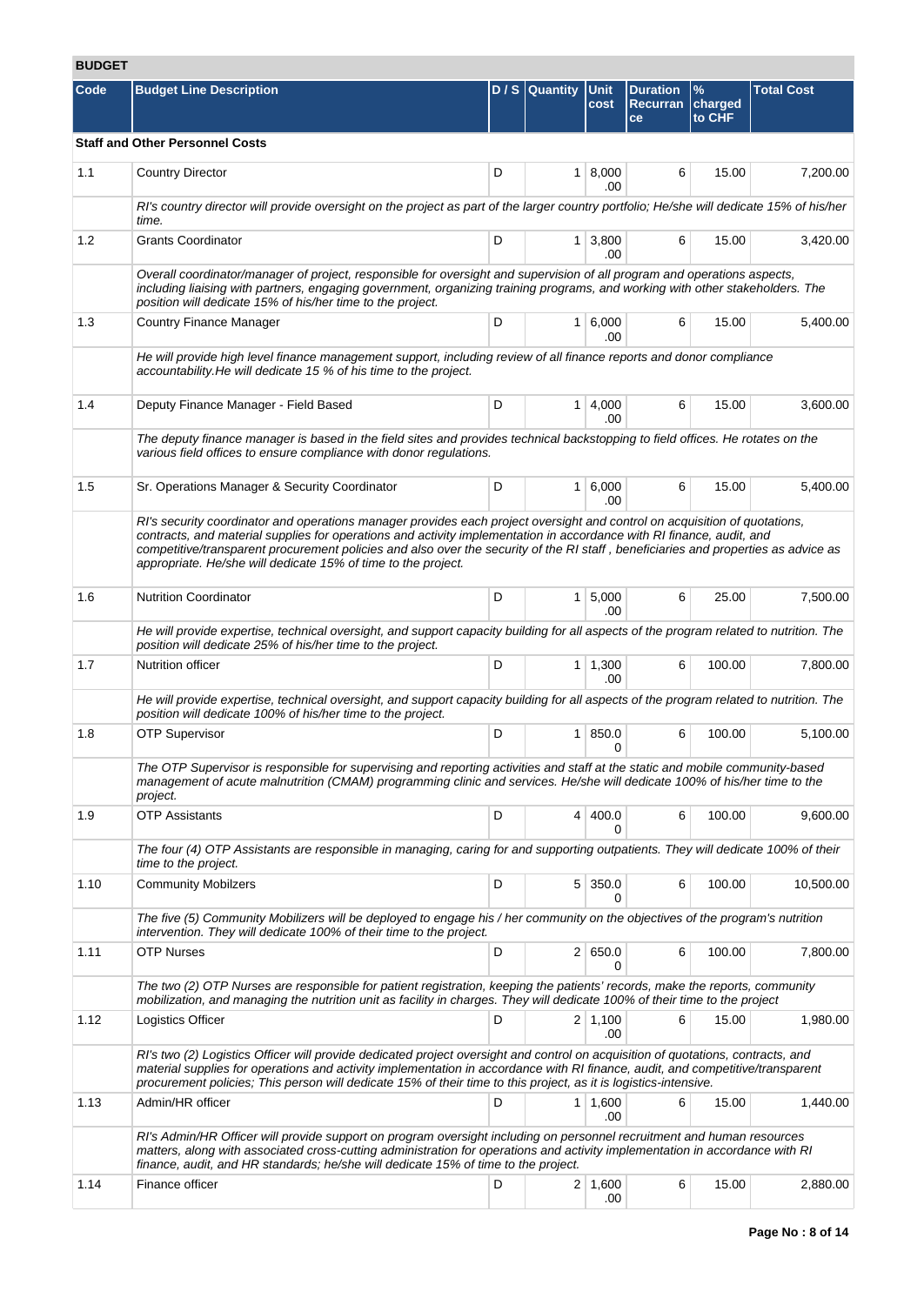## BUDGET

| Code | Budget Line Description | D / S | Quantity | Unit cost | Duration Recurrance | % charged to CHF | Total Cost |
|---|---|---|---|---|---|---|---|
| **Staff and Other Personnel Costs** | | | | | | | |
| 1.1 | Country Director | D | 1 | 8,000.00 | 6 | 15.00 | 7,200.00 |
| | *RI's country director will provide oversight on the project as part of the larger country portfolio; He/she will dedicate 15% of his/her time.* | | | | | | |
| 1.2 | Grants Coordinator | D | 1 | 3,800.00 | 6 | 15.00 | 3,420.00 |
| | *Overall coordinator/manager of project, responsible for oversight and supervision of all program and operations aspects, including liaising with partners, engaging government, organizing training programs, and working with other stakeholders. The position will dedicate 15% of his/her time to the project.* | | | | | | |
| 1.3 | Country Finance Manager | D | 1 | 6,000.00 | 6 | 15.00 | 5,400.00 |
| | *He will provide high level finance management support, including review of all finance reports and donor compliance accountability.He will dedicate 15 % of his time to the project.* | | | | | | |
| 1.4 | Deputy Finance Manager - Field Based | D | 1 | 4,000.00 | 6 | 15.00 | 3,600.00 |
| | *The deputy finance manager is based in the field sites and provides technical backstopping to field offices. He rotates on the various field offices to ensure compliance with donor regulations.* | | | | | | |
| 1.5 | Sr. Operations Manager & Security Coordinator | D | 1 | 6,000.00 | 6 | 15.00 | 5,400.00 |
| | *RI's security coordinator and operations manager provides each project oversight and control on acquisition of quotations, contracts, and material supplies for operations and activity implementation in accordance with RI finance, audit, and competitive/transparent procurement policies and also over the security of the RI staff , beneficiaries and properties as advice as appropriate. He/she will dedicate 15% of time to the project.* | | | | | | |
| 1.6 | Nutrition Coordinator | D | 1 | 5,000.00 | 6 | 25.00 | 7,500.00 |
| | *He will provide expertise, technical oversight, and support capacity building for all aspects of the program related to nutrition. The position will dedicate 25% of his/her time to the project.* | | | | | | |
| 1.7 | Nutrition officer | D | 1 | 1,300.00 | 6 | 100.00 | 7,800.00 |
| | *He will provide expertise, technical oversight, and support capacity building for all aspects of the program related to nutrition. The position will dedicate 100% of his/her time to the project.* | | | | | | |
| 1.8 | OTP Supervisor | D | 1 | 850.00 | 6 | 100.00 | 5,100.00 |
| | *The OTP Supervisor is responsible for supervising and reporting activities and staff at the static and mobile community-based management of acute malnutrition (CMAM) programming clinic and services. He/she will dedicate 100% of his/her time to the project.* | | | | | | |
| 1.9 | OTP Assistants | D | 4 | 400.00 | 6 | 100.00 | 9,600.00 |
| | *The four (4) OTP Assistants are responsible in managing, caring for and supporting outpatients. They will dedicate 100% of their time to the project.* | | | | | | |
| 1.10 | Community Mobilzers | D | 5 | 350.00 | 6 | 100.00 | 10,500.00 |
| | *The five (5) Community Mobilizers will be deployed to engage his / her community on the objectives of the program's nutrition intervention. They will dedicate 100% of their time to the project.* | | | | | | |
| 1.11 | OTP Nurses | D | 2 | 650.00 | 6 | 100.00 | 7,800.00 |
| | *The two (2) OTP Nurses are responsible for patient registration, keeping the patients' records, make the reports, community mobilization, and managing the nutrition unit as facility in charges. They will dedicate 100% of their time to the project* | | | | | | |
| 1.12 | Logistics Officer | D | 2 | 1,100.00 | 6 | 15.00 | 1,980.00 |
| | *RI's two (2) Logistics Officer will provide dedicated project oversight and control on acquisition of quotations, contracts, and material supplies for operations and activity implementation in accordance with RI finance, audit, and competitive/transparent procurement policies; This person will dedicate 15% of their time to this project, as it is logistics-intensive.* | | | | | | |
| 1.13 | Admin/HR officer | D | 1 | 1,600.00 | 6 | 15.00 | 1,440.00 |
| | *RI's Admin/HR Officer will provide support on program oversight including on personnel recruitment and human resources matters, along with associated cross-cutting administration for operations and activity implementation in accordance with RI finance, audit, and HR standards; he/she will dedicate 15% of time to the project.* | | | | | | |
| 1.14 | Finance officer | D | 2 | 1,600.00 | 6 | 15.00 | 2,880.00 |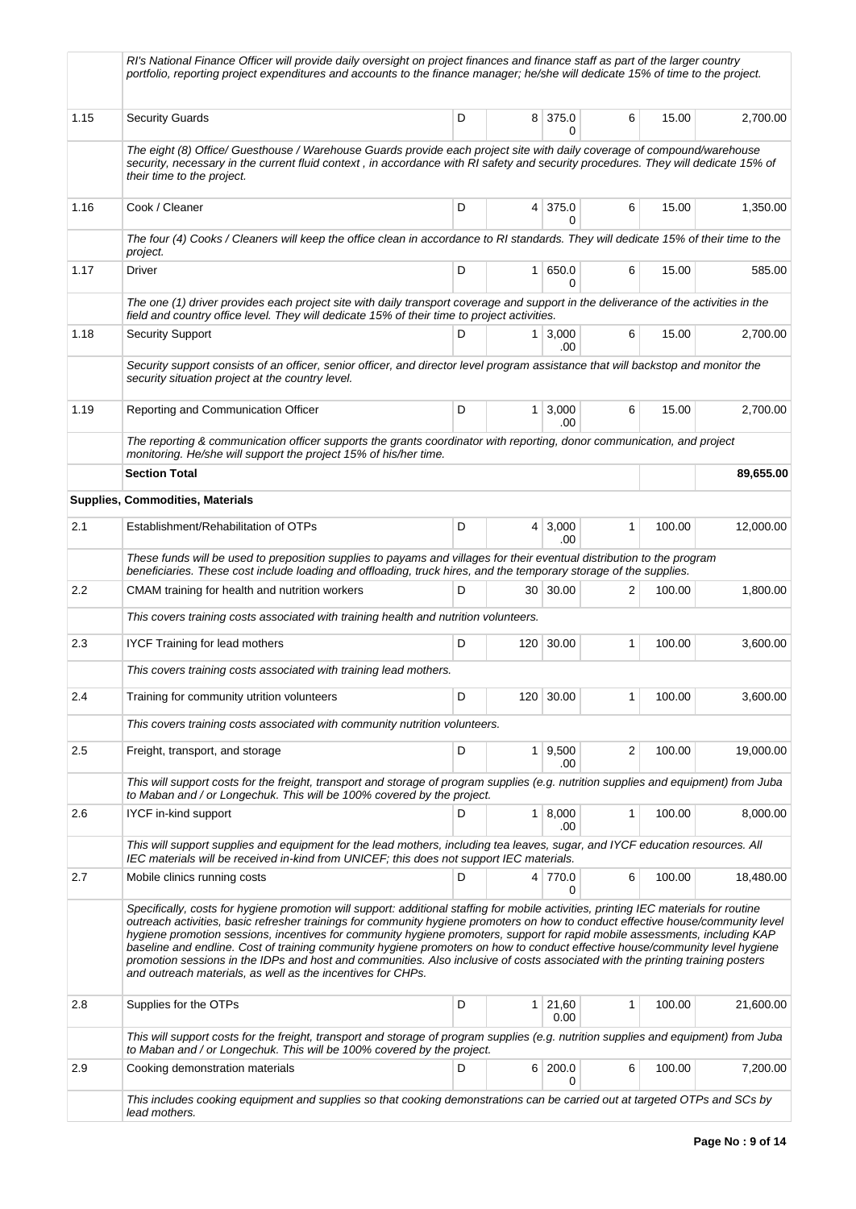| | | | | | | | |
|---|---|---|---|---|---|---|---|
| | *RI's National Finance Officer will provide daily oversight on project finances and finance staff as part of the larger country portfolio, reporting project expenditures and accounts to the finance manager; he/she will dedicate 15% of time to the project.* | | | | | | |
| 1.15 | Security Guards | D | 8 | 375.00 | 6 | 15.00 | 2,700.00 |
| | *The eight (8) Office/ Guesthouse / Warehouse Guards provide each project site with daily coverage of compound/warehouse security, necessary in the current fluid context , in accordance with RI safety and security procedures. They will dedicate 15% of their time to the project.* | | | | | | |
| 1.16 | Cook / Cleaner | D | 4 | 375.00 | 6 | 15.00 | 1,350.00 |
| | *The four (4) Cooks / Cleaners will keep the office clean in accordance to RI standards. They will dedicate 15% of their time to the project.* | | | | | | |
| 1.17 | Driver | D | 1 | 650.00 | 6 | 15.00 | 585.00 |
| | *The one (1) driver provides each project site with daily transport coverage and support in the deliverance of the activities in the field and country office level. They will dedicate 15% of their time to project activities.* | | | | | | |
| 1.18 | Security Support | D | 1 | 3,000.00 | 6 | 15.00 | 2,700.00 |
| | *Security support consists of an officer, senior officer, and director level program assistance that will backstop and monitor the security situation project at the country level.* | | | | | | |
| 1.19 | Reporting and Communication Officer | D | 1 | 3,000.00 | 6 | 15.00 | 2,700.00 |
| | *The reporting & communication officer supports the grants coordinator with reporting, donor communication, and project monitoring. He/she will support the project 15% of his/her time.* | | | | | | |
| | **Section Total** | | | | | | **89,655.00** |
| | **Supplies, Commodities, Materials** | | | | | | |
| 2.1 | Establishment/Rehabilitation of OTPs | D | 4 | 3,000.00 | 1 | 100.00 | 12,000.00 |
| | *These funds will be used to preposition supplies to payams and villages for their eventual distribution to the program beneficiaries. These cost include loading and offloading, truck hires, and the temporary storage of the supplies.* | | | | | | |
| 2.2 | CMAM training for health and nutrition workers | D | 30 | 30.00 | 2 | 100.00 | 1,800.00 |
| | *This covers training costs associated with training health and nutrition volunteers.* | | | | | | |
| 2.3 | IYCF Training for lead mothers | D | 120 | 30.00 | 1 | 100.00 | 3,600.00 |
| | *This covers training costs associated with training lead mothers.* | | | | | | |
| 2.4 | Training for community utrition volunteers | D | 120 | 30.00 | 1 | 100.00 | 3,600.00 |
| | *This covers training costs associated with community nutrition volunteers.* | | | | | | |
| 2.5 | Freight, transport, and storage | D | 1 | 9,500.00 | 2 | 100.00 | 19,000.00 |
| | *This will support costs for the freight, transport and storage of program supplies (e.g. nutrition supplies and equipment) from Juba to Maban and / or Longechuk. This will be 100% covered by the project.* | | | | | | |
| 2.6 | IYCF in-kind support | D | 1 | 8,000.00 | 1 | 100.00 | 8,000.00 |
| | *This will support supplies and equipment for the lead mothers, including tea leaves, sugar, and IYCF education resources. All IEC materials will be received in-kind from UNICEF; this does not support IEC materials.* | | | | | | |
| 2.7 | Mobile clinics running costs | D | 4 | 770.00 | 6 | 100.00 | 18,480.00 |
| | *Specifically, costs for hygiene promotion will support: additional staffing for mobile activities, printing IEC materials for routine outreach activities, basic refresher trainings for community hygiene promoters on how to conduct effective house/community level hygiene promotion sessions, incentives for community hygiene promoters, support for rapid mobile assessments, including KAP baseline and endline. Cost of training community hygiene promoters on how to conduct effective house/community level hygiene promotion sessions in the IDPs and host and communities. Also inclusive of costs associated with the printing training posters and outreach materials, as well as the incentives for CHPs.* | | | | | | |
| 2.8 | Supplies for the OTPs | D | 1 | 21,600.00 | 1 | 100.00 | 21,600.00 |
| | *This will support costs for the freight, transport and storage of program supplies (e.g. nutrition supplies and equipment) from Juba to Maban and / or Longechuk. This will be 100% covered by the project.* | | | | | | |
| 2.9 | Cooking demonstration materials | D | 6 | 200.00 | 6 | 100.00 | 7,200.00 |
| | *This includes cooking equipment and supplies so that cooking demonstrations can be carried out at targeted OTPs and SCs by lead mothers.* | | | | | | |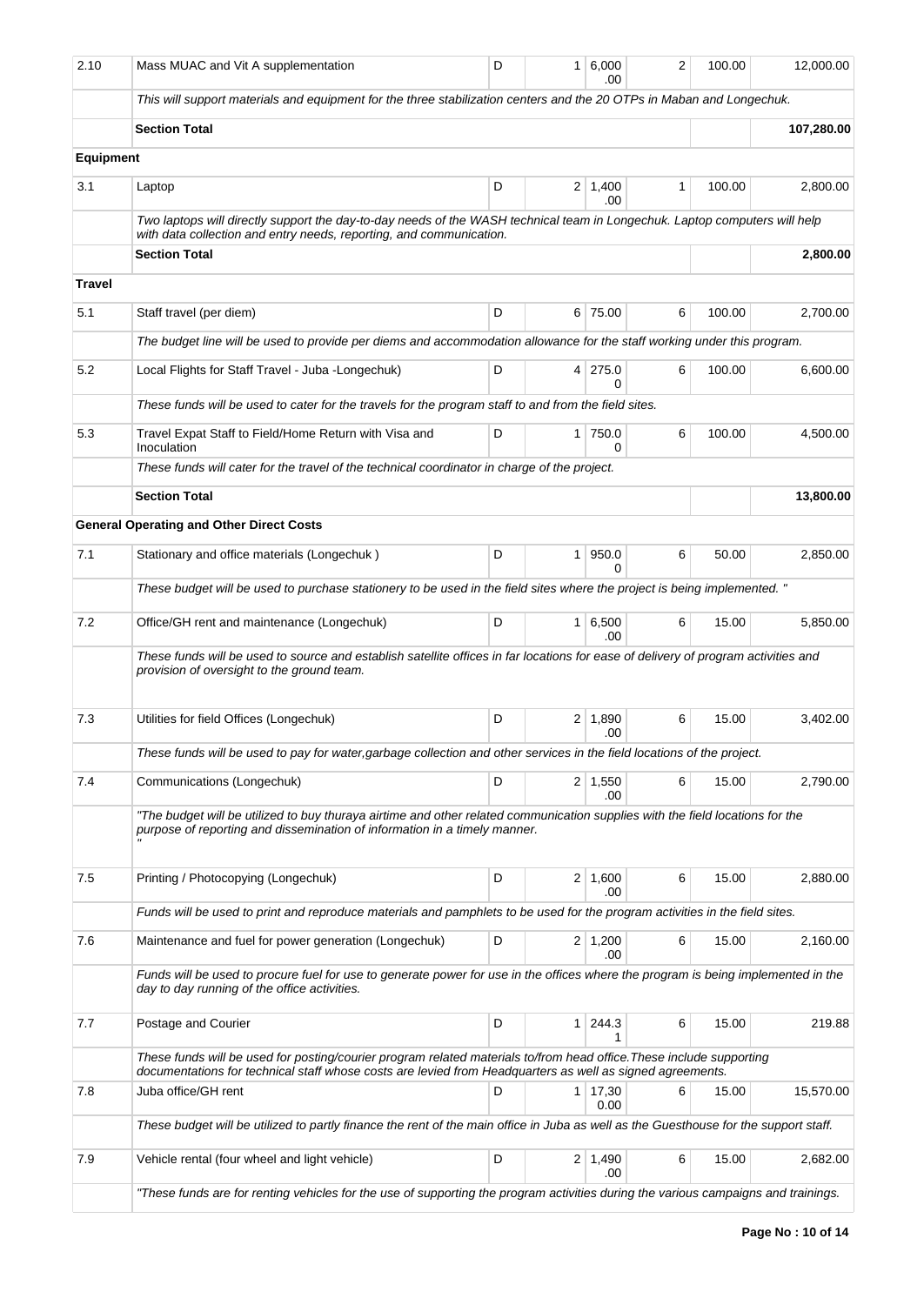| | | | | | | | |
|---|---|---|---|---|---|---|---|
| 2.10 | Mass MUAC and Vit A supplementation | D | 1 | 6,000.00 | 2 | 100.00 | 12,000.00 |
| | *This will support materials and equipment for the three stabilization centers and the 20 OTPs in Maban and Longechuk.* | | | | | | |
| | **Section Total** | | | | | | **107,280.00** |
| **Equipment** | | | | | | | |
| 3.1 | Laptop | D | 2 | 1,400.00 | 1 | 100.00 | 2,800.00 |
| | *Two laptops will directly support the day-to-day needs of the WASH technical team in Longechuk. Laptop computers will help with data collection and entry needs, reporting, and communication.* | | | | | | |
| | **Section Total** | | | | | | **2,800.00** |
| **Travel** | | | | | | | |
| 5.1 | Staff travel (per diem) | D | 6 | 75.00 | 6 | 100.00 | 2,700.00 |
| | *The budget line will be used to provide per diems and accommodation allowance for the staff working under this program.* | | | | | | |
| 5.2 | Local Flights for Staff Travel - Juba -Longechuk) | D | 4 | 275.00 | 6 | 100.00 | 6,600.00 |
| | *These funds will be used to cater for the travels for the program staff to and from the field sites.* | | | | | | |
| 5.3 | Travel Expat Staff to Field/Home Return with Visa and Inoculation | D | 1 | 750.00 | 6 | 100.00 | 4,500.00 |
| | *These funds will cater for the travel of the technical coordinator in charge of the project.* | | | | | | |
| | **Section Total** | | | | | | **13,800.00** |
| | **General Operating and Other Direct Costs** | | | | | | |
| 7.1 | Stationary and office materials (Longechuk ) | D | 1 | 950.00 | 6 | 50.00 | 2,850.00 |
| | *These budget will be used to purchase stationery to be used in the field sites where the project is being implemented. "* | | | | | | |
| 7.2 | Office/GH rent and maintenance (Longechuk) | D | 1 | 6,500.00 | 6 | 15.00 | 5,850.00 |
| | *These funds will be used to source and establish satellite offices in far locations for ease of delivery of program activities and provision of oversight to the ground team.* | | | | | | |
| 7.3 | Utilities for field Offices (Longechuk) | D | 2 | 1,890.00 | 6 | 15.00 | 3,402.00 |
| | *These funds will be used to pay for water,garbage collection and other services in the field locations of the project.* | | | | | | |
| 7.4 | Communications (Longechuk) | D | 2 | 1,550.00 | 6 | 15.00 | 2,790.00 |
| | *"The budget will be utilized to buy thuraya airtime and other related communication supplies with the field locations for the purpose of reporting and dissemination of information in a timely manner. "* | | | | | | |
| 7.5 | Printing / Photocopying (Longechuk) | D | 2 | 1,600.00 | 6 | 15.00 | 2,880.00 |
| | *Funds will be used to print and reproduce materials and pamphlets to be used for the program activities in the field sites.* | | | | | | |
| 7.6 | Maintenance and fuel for power generation (Longechuk) | D | 2 | 1,200.00 | 6 | 15.00 | 2,160.00 |
| | *Funds will be used to procure fuel for use to generate power for use in the offices where the program is being implemented in the day to day running of the office activities.* | | | | | | |
| 7.7 | Postage and Courier | D | 1 | 244.31 | 6 | 15.00 | 219.88 |
| | *These funds will be used for posting/courier program related materials to/from head office.These include supporting documentations for technical staff whose costs are levied from Headquarters as well as signed agreements.* | | | | | | |
| 7.8 | Juba office/GH rent | D | 1 | 17,300.00 | 6 | 15.00 | 15,570.00 |
| | *These budget will be utilized to partly finance the rent of the main office in Juba as well as the Guesthouse for the support staff.* | | | | | | |
| 7.9 | Vehicle rental (four wheel and light vehicle) | D | 2 | 1,490.00 | 6 | 15.00 | 2,682.00 |
| | *"These funds are for renting vehicles for the use of supporting the program activities during the various campaigns and trainings.* | | | | | | |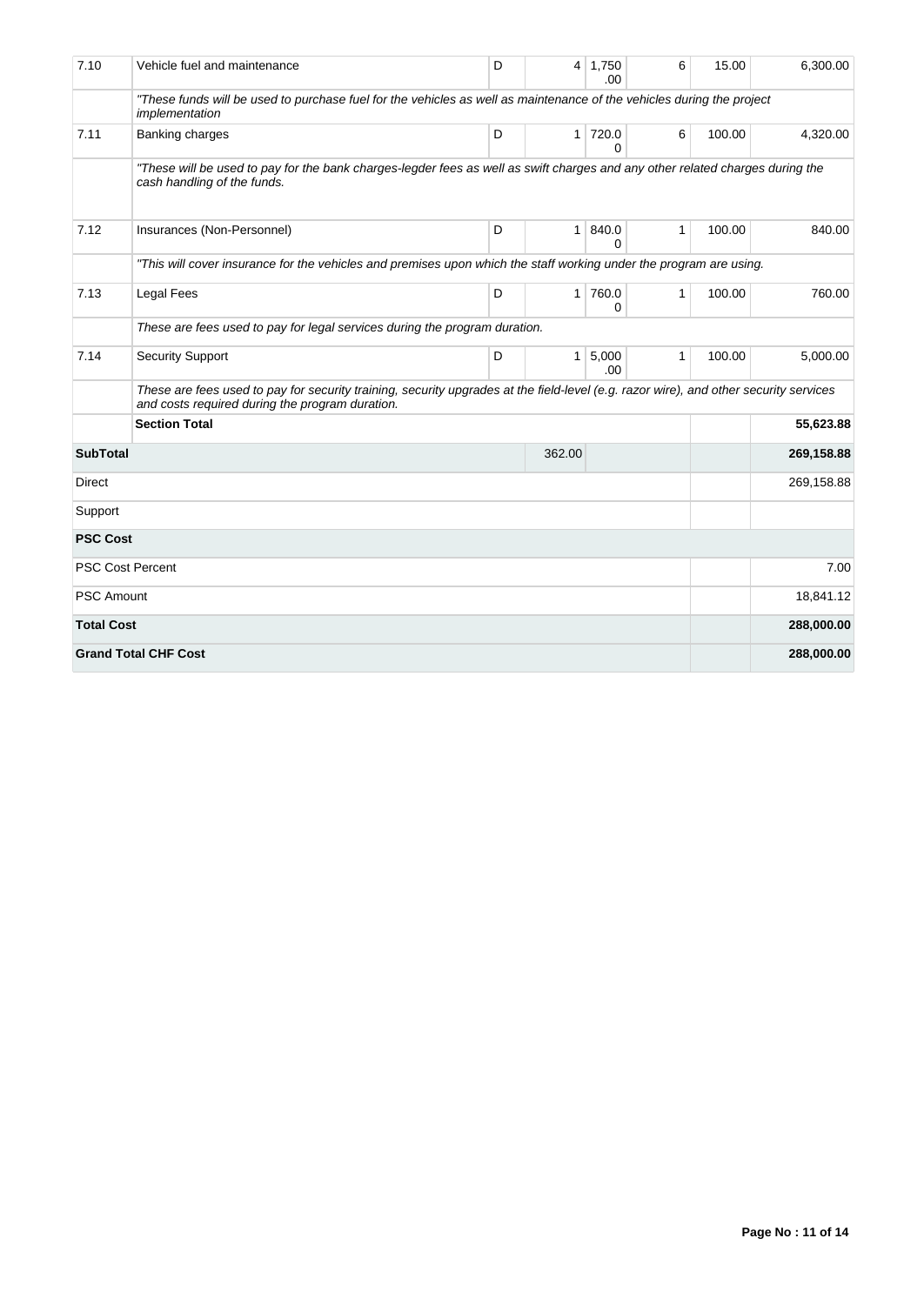| 7.10 | Vehicle fuel and maintenance | D | 4 | 1,750.00 | 6 | 15.00 | 6,300.00 |
|---|---|---|---|---|---|---|---|
| | *"These funds will be used to purchase fuel for the vehicles as well as maintenance of the vehicles during the project implementation* | | | | | | |
| 7.11 | Banking charges | D | 1 | 720.00 | 6 | 100.00 | 4,320.00 |
| | *"These will be used to pay for the bank charges-legder fees as well as swift charges and any other related charges during the cash handling of the funds.* | | | | | | |
| 7.12 | Insurances (Non-Personnel) | D | 1 | 840.00 | 1 | 100.00 | 840.00 |
| | *"This will cover insurance for the vehicles and premises upon which the staff working under the program are using.* | | | | | | |
| 7.13 | Legal Fees | D | 1 | 760.00 | 1 | 100.00 | 760.00 |
| | *These are fees used to pay for legal services during the program duration.* | | | | | | |
| 7.14 | Security Support | D | 1 | 5,000.00 | 1 | 100.00 | 5,000.00 |
| | *These are fees used to pay for security training, security upgrades at the field-level (e.g. razor wire), and other security services and costs required during the program duration.* | | | | | | |
| | **Section Total** | | | | | | **55,623.88** |
| **SubTotal** | | | 362.00 | | | | **269,158.88** |
| Direct | | | | | | | 269,158.88 |
| Support | | | | | | | |
| **PSC Cost** | | | | | | | |
| PSC Cost Percent | | | | | | | 7.00 |
| PSC Amount | | | | | | | 18,841.12 |
| **Total Cost** | | | | | | | **288,000.00** |
| **Grand Total CHF Cost** | | | | | | | **288,000.00** |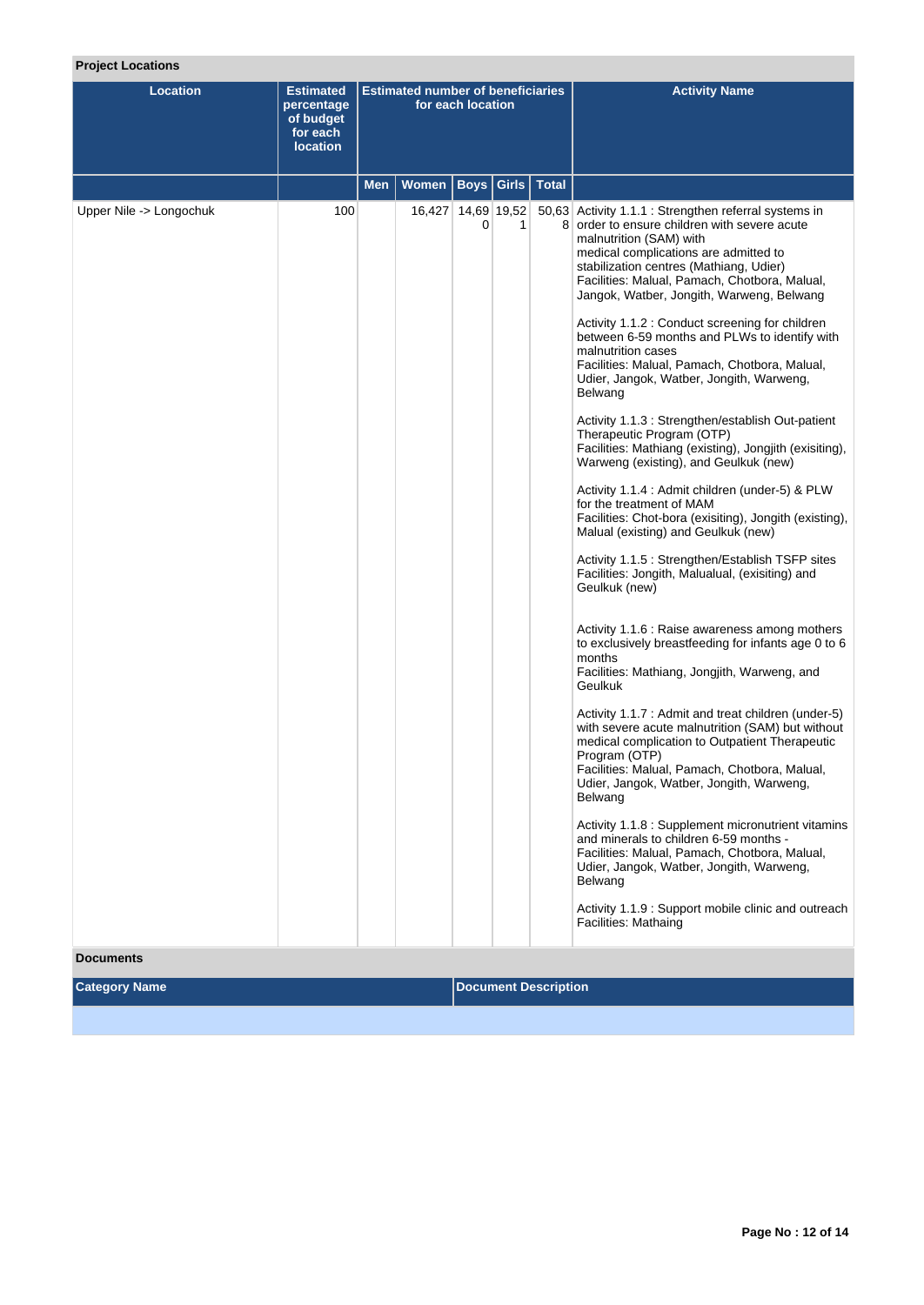**Project Locations**

| Location | Estimated percentage of budget for each location | Estimated number of beneficiaries for each location | | | | | Activity Name |
|---|---|---|---|---|---|---|---|
| | | Men | Women | Boys | Girls | Total | |
| Upper Nile -> Longochuk | 100 | | 16,427 | 14,690 | 19,521 | 50,638 | Activity 1.1.1 : Strengthen referral systems in order to ensure children with severe acute malnutrition (SAM) with medical complications are admitted to stabilization centres (Mathiang, Udier) Facilities: Malual, Pamach, Chotbora, Malual, Jangok, Watber, Jongith, Warweng, Belwang<br><br>Activity 1.1.2 : Conduct screening for children between 6-59 months and PLWs to identify with malnutrition cases Facilities: Malual, Pamach, Chotbora, Malual, Udier, Jangok, Watber, Jongith, Warweng, Belwang<br><br>Activity 1.1.3 : Strengthen/establish Out-patient Therapeutic Program (OTP) Facilities: Mathiang (existing), Jongjith (exisiting), Warweng (existing), and Geulkuk (new)<br><br>Activity 1.1.4 : Admit children (under-5) & PLW for the treatment of MAM Facilities: Chot-bora (exisiting), Jongith (existing), Malual (existing) and Geulkuk (new)<br><br>Activity 1.1.5 : Strengthen/Establish TSFP sites Facilities: Jongith, Malualual, (exisiting) and Geulkuk (new)<br><br>Activity 1.1.6 : Raise awareness among mothers to exclusively breastfeeding for infants age 0 to 6 months Facilities: Mathiang, Jongjith, Warweng, and Geulkuk<br><br>Activity 1.1.7 : Admit and treat children (under-5) with severe acute malnutrition (SAM) but without medical complication to Outpatient Therapeutic Program (OTP) Facilities: Malual, Pamach, Chotbora, Malual, Udier, Jangok, Watber, Jongith, Warweng, Belwang<br><br>Activity 1.1.8 : Supplement micronutrient vitamins and minerals to children 6-59 months - Facilities: Malual, Pamach, Chotbora, Malual, Udier, Jangok, Watber, Jongith, Warweng, Belwang<br><br>Activity 1.1.9 : Support mobile clinic and outreach Facilities: Mathaing |

**Documents**

| Category Name | Document Description |
|---|---|
| | |